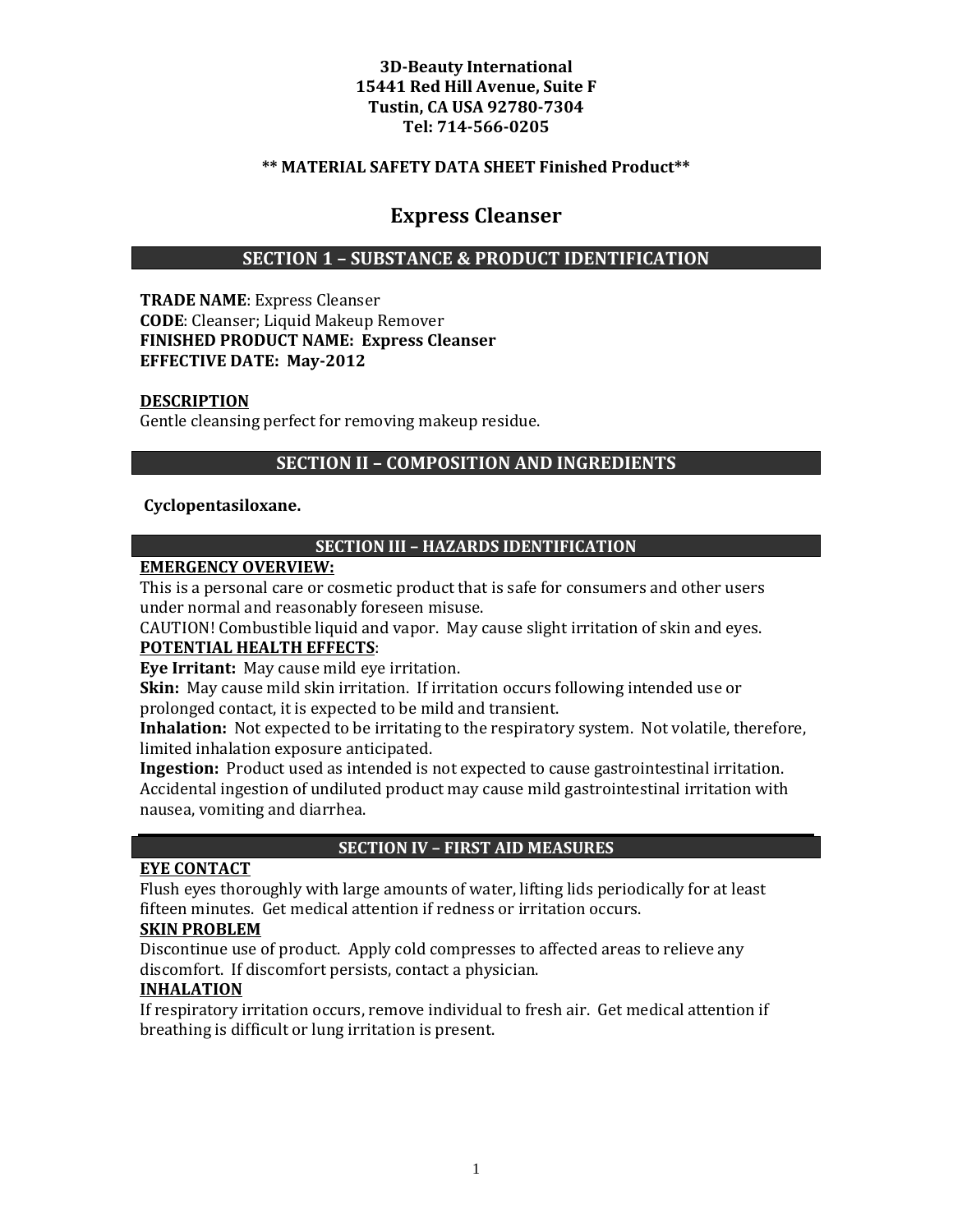**3D-Beauty International**
**15441 Red Hill Avenue, Suite F**
**Tustin, CA USA 92780-7304**
**Tel: 714-566-0205**

**** MATERIAL SAFETY DATA SHEET Finished Product****

# Express Cleanser

## SECTION 1 – SUBSTANCE & PRODUCT IDENTIFICATION

**TRADE NAME**: Express Cleanser
**CODE**: Cleanser; Liquid Makeup Remover
**FINISHED PRODUCT NAME: Express Cleanser**
**EFFECTIVE DATE: May-2012**

**DESCRIPTION**
Gentle cleansing perfect for removing makeup residue.

## SECTION II – COMPOSITION AND INGREDIENTS

**Cyclopentasiloxane.**

## SECTION III – HAZARDS IDENTIFICATION

**EMERGENCY OVERVIEW:**
This is a personal care or cosmetic product that is safe for consumers and other users under normal and reasonably foreseen misuse.
CAUTION! Combustible liquid and vapor. May cause slight irritation of skin and eyes.

**POTENTIAL HEALTH EFFECTS**:
**Eye Irritant:** May cause mild eye irritation.
**Skin:** May cause mild skin irritation. If irritation occurs following intended use or prolonged contact, it is expected to be mild and transient.
**Inhalation:** Not expected to be irritating to the respiratory system. Not volatile, therefore, limited inhalation exposure anticipated.
**Ingestion:** Product used as intended is not expected to cause gastrointestinal irritation. Accidental ingestion of undiluted product may cause mild gastrointestinal irritation with nausea, vomiting and diarrhea.

## SECTION IV – FIRST AID MEASURES

**EYE CONTACT**
Flush eyes thoroughly with large amounts of water, lifting lids periodically for at least fifteen minutes. Get medical attention if redness or irritation occurs.

**SKIN PROBLEM**
Discontinue use of product. Apply cold compresses to affected areas to relieve any discomfort. If discomfort persists, contact a physician.

**INHALATION**
If respiratory irritation occurs, remove individual to fresh air. Get medical attention if breathing is difficult or lung irritation is present.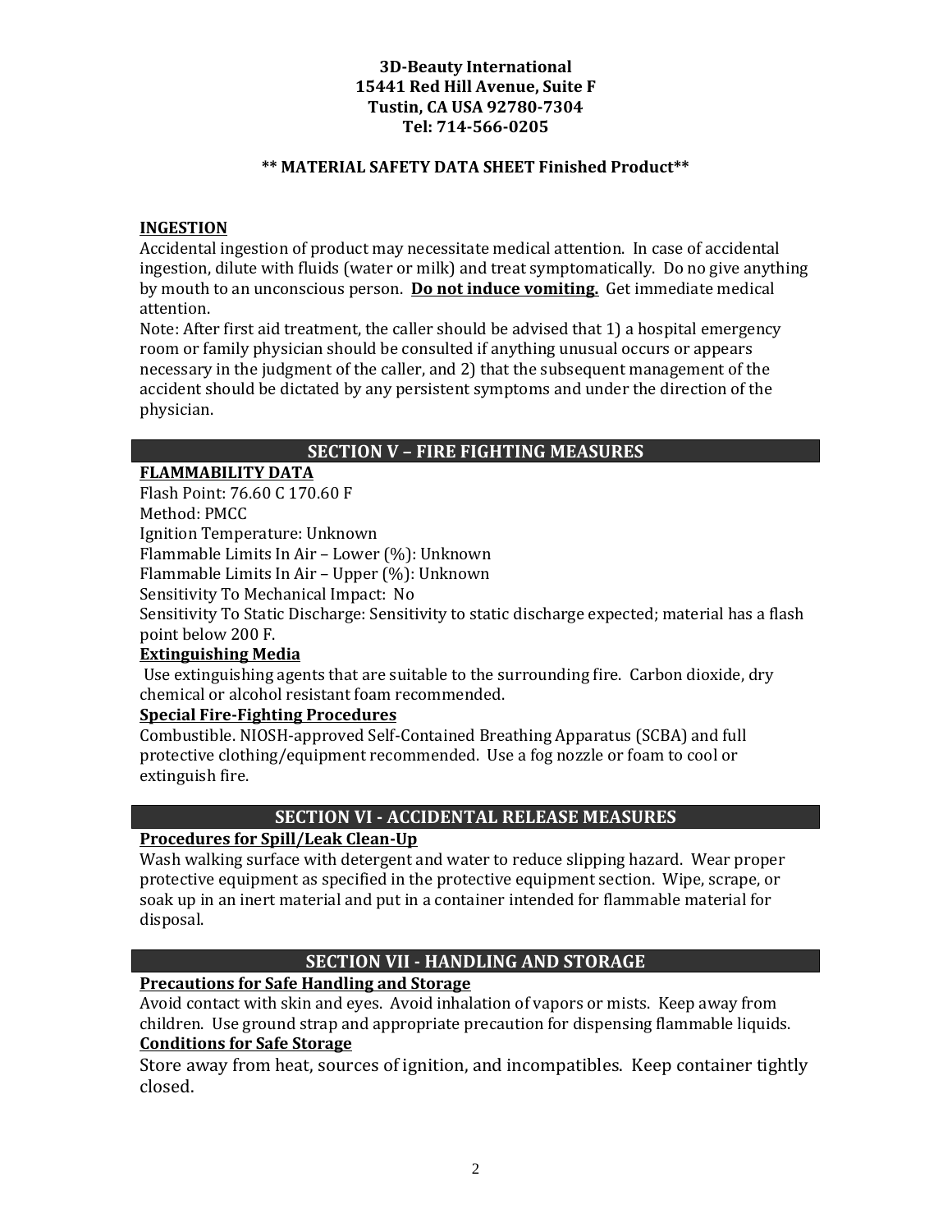**3D-Beauty International**
**15441 Red Hill Avenue, Suite F**
**Tustin, CA USA 92780-7304**
**Tel: 714-566-0205**

**\*\* MATERIAL SAFETY DATA SHEET Finished Product\*\***

**INGESTION**

Accidental ingestion of product may necessitate medical attention. In case of accidental ingestion, dilute with fluids (water or milk) and treat symptomatically. Do no give anything by mouth to an unconscious person. **Do not induce vomiting.** Get immediate medical attention.

Note: After first aid treatment, the caller should be advised that 1) a hospital emergency room or family physician should be consulted if anything unusual occurs or appears necessary in the judgment of the caller, and 2) that the subsequent management of the accident should be dictated by any persistent symptoms and under the direction of the physician.

## SECTION V – FIRE FIGHTING MEASURES

**FLAMMABILITY DATA**

Flash Point: 76.60 C 170.60 F
Method: PMCC
Ignition Temperature: Unknown
Flammable Limits In Air – Lower (%): Unknown
Flammable Limits In Air – Upper (%): Unknown
Sensitivity To Mechanical Impact: No
Sensitivity To Static Discharge: Sensitivity to static discharge expected; material has a flash point below 200 F.

**Extinguishing Media**

Use extinguishing agents that are suitable to the surrounding fire. Carbon dioxide, dry chemical or alcohol resistant foam recommended.

**Special Fire-Fighting Procedures**

Combustible. NIOSH-approved Self-Contained Breathing Apparatus (SCBA) and full protective clothing/equipment recommended. Use a fog nozzle or foam to cool or extinguish fire.

## SECTION VI - ACCIDENTAL RELEASE MEASURES

**Procedures for Spill/Leak Clean-Up**

Wash walking surface with detergent and water to reduce slipping hazard. Wear proper protective equipment as specified in the protective equipment section. Wipe, scrape, or soak up in an inert material and put in a container intended for flammable material for disposal.

## SECTION VII - HANDLING AND STORAGE

**Precautions for Safe Handling and Storage**

Avoid contact with skin and eyes. Avoid inhalation of vapors or mists. Keep away from children. Use ground strap and appropriate precaution for dispensing flammable liquids.

**Conditions for Safe Storage**

Store away from heat, sources of ignition, and incompatibles. Keep container tightly closed.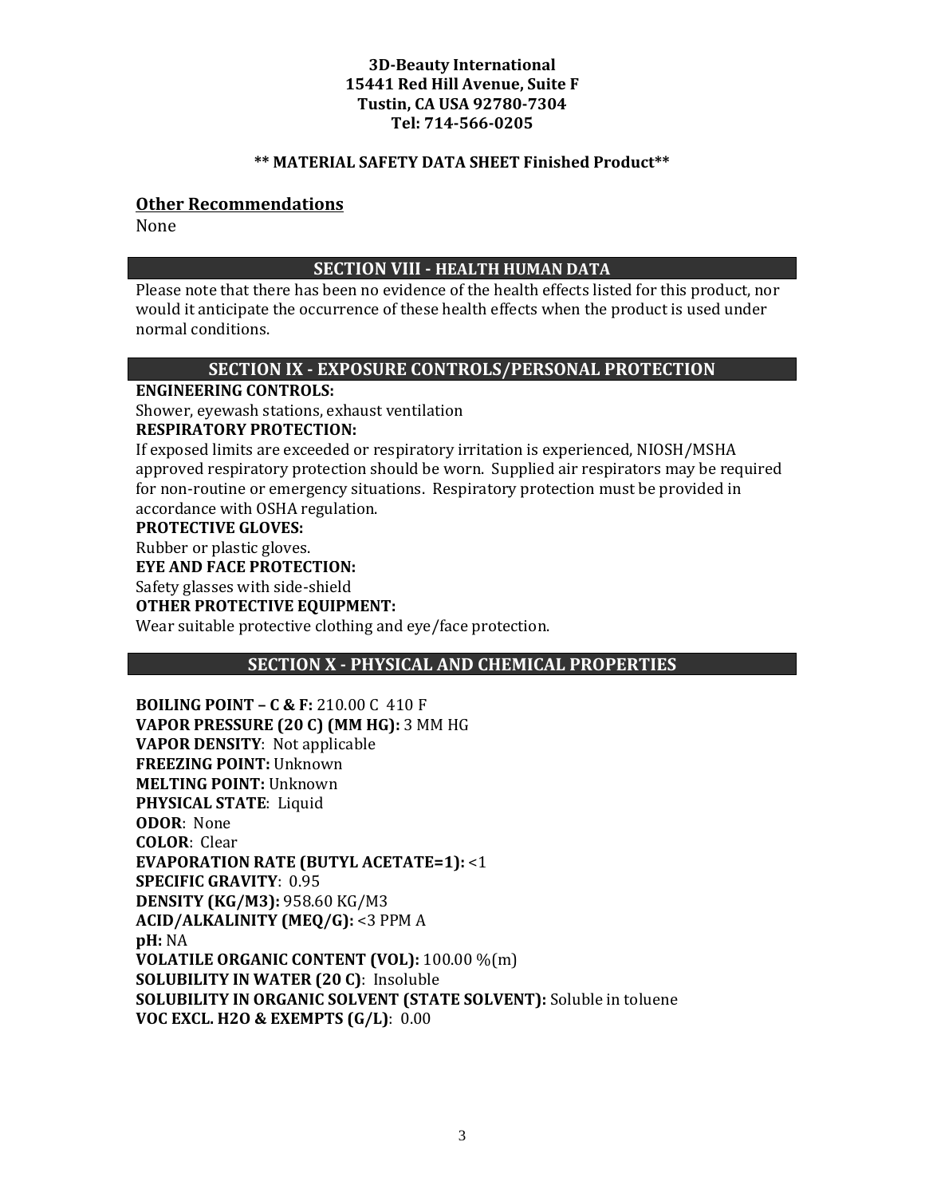**3D-Beauty International**
**15441 Red Hill Avenue, Suite F**
**Tustin, CA USA 92780-7304**
**Tel: 714-566-0205**

**** MATERIAL SAFETY DATA SHEET Finished Product****

## Other Recommendations

None

## SECTION VIII - HEALTH HUMAN DATA

Please note that there has been no evidence of the health effects listed for this product, nor would it anticipate the occurrence of these health effects when the product is used under normal conditions.

## SECTION IX - EXPOSURE CONTROLS/PERSONAL PROTECTION

**ENGINEERING CONTROLS:**
Shower, eyewash stations, exhaust ventilation
**RESPIRATORY PROTECTION:**
If exposed limits are exceeded or respiratory irritation is experienced, NIOSH/MSHA approved respiratory protection should be worn. Supplied air respirators may be required for non-routine or emergency situations. Respiratory protection must be provided in accordance with OSHA regulation.
**PROTECTIVE GLOVES:**
Rubber or plastic gloves.
**EYE AND FACE PROTECTION:**
Safety glasses with side-shield
**OTHER PROTECTIVE EQUIPMENT:**
Wear suitable protective clothing and eye/face protection.

## SECTION X - PHYSICAL AND CHEMICAL PROPERTIES

**BOILING POINT – C & F:** 210.00 C 410 F
**VAPOR PRESSURE (20 C) (MM HG):** 3 MM HG
**VAPOR DENSITY**: Not applicable
**FREEZING POINT:** Unknown
**MELTING POINT:** Unknown
**PHYSICAL STATE**: Liquid
**ODOR**: None
**COLOR**: Clear
**EVAPORATION RATE (BUTYL ACETATE=1):** <1
**SPECIFIC GRAVITY**: 0.95
**DENSITY (KG/M3):** 958.60 KG/M3
**ACID/ALKALINITY (MEQ/G):** <3 PPM A
**pH:** NA
**VOLATILE ORGANIC CONTENT (VOL):** 100.00 %(m)
**SOLUBILITY IN WATER (20 C)**: Insoluble
**SOLUBILITY IN ORGANIC SOLVENT (STATE SOLVENT):** Soluble in toluene
**VOC EXCL. H2O & EXEMPTS (G/L)**: 0.00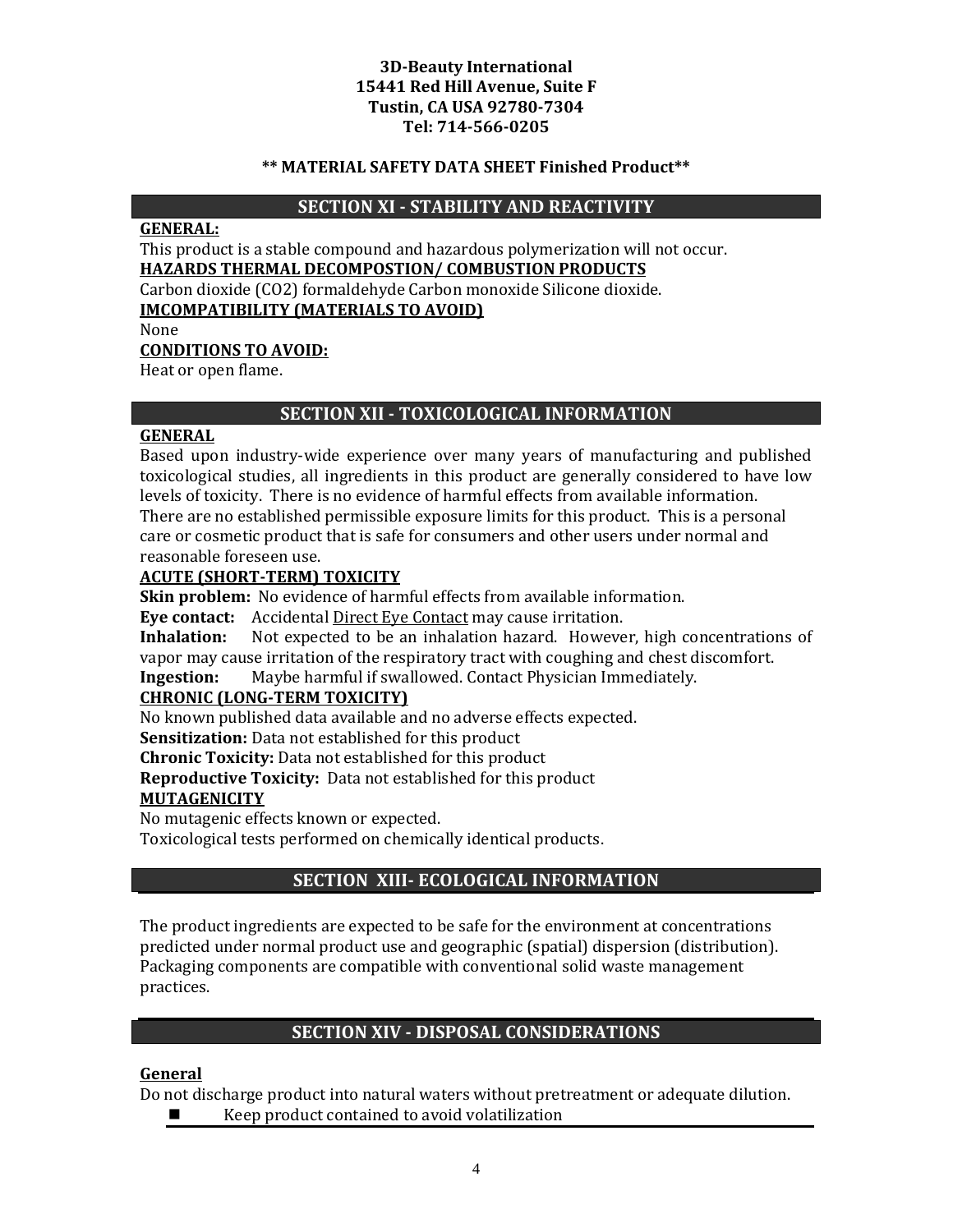**3D-Beauty International**
**15441 Red Hill Avenue, Suite F**
**Tustin, CA USA 92780-7304**
**Tel: 714-566-0205**

**\*\* MATERIAL SAFETY DATA SHEET Finished Product\*\***

## SECTION XI - STABILITY AND REACTIVITY

**GENERAL:**

This product is a stable compound and hazardous polymerization will not occur.

**HAZARDS THERMAL DECOMPOSTION/ COMBUSTION PRODUCTS**

Carbon dioxide ($CO_2$) formaldehyde Carbon monoxide Silicone dioxide.

**IMCOMPATIBILITY (MATERIALS TO AVOID)**

None

**CONDITIONS TO AVOID:**

Heat or open flame.

## SECTION XII - TOXICOLOGICAL INFORMATION

**GENERAL**

Based upon industry-wide experience over many years of manufacturing and published toxicological studies, all ingredients in this product are generally considered to have low levels of toxicity. There is no evidence of harmful effects from available information. There are no established permissible exposure limits for this product. This is a personal care or cosmetic product that is safe for consumers and other users under normal and reasonable foreseen use.

**ACUTE (SHORT-TERM) TOXICITY**

**Skin problem:** No evidence of harmful effects from available information.
**Eye contact:** Accidental Direct Eye Contact may cause irritation.
**Inhalation:** Not expected to be an inhalation hazard. However, high concentrations of vapor may cause irritation of the respiratory tract with coughing and chest discomfort.
**Ingestion:** Maybe harmful if swallowed. Contact Physician Immediately.

**CHRONIC (LONG-TERM TOXICITY)**

No known published data available and no adverse effects expected.
**Sensitization:** Data not established for this product
**Chronic Toxicity:** Data not established for this product
**Reproductive Toxicity:** Data not established for this product

**MUTAGENICITY**

No mutagenic effects known or expected.
Toxicological tests performed on chemically identical products.

## SECTION XIII- ECOLOGICAL INFORMATION

The product ingredients are expected to be safe for the environment at concentrations predicted under normal product use and geographic (spatial) dispersion (distribution). Packaging components are compatible with conventional solid waste management practices.

## SECTION XIV - DISPOSAL CONSIDERATIONS

**General**

Do not discharge product into natural waters without pretreatment or adequate dilution.

- Keep product contained to avoid volatilization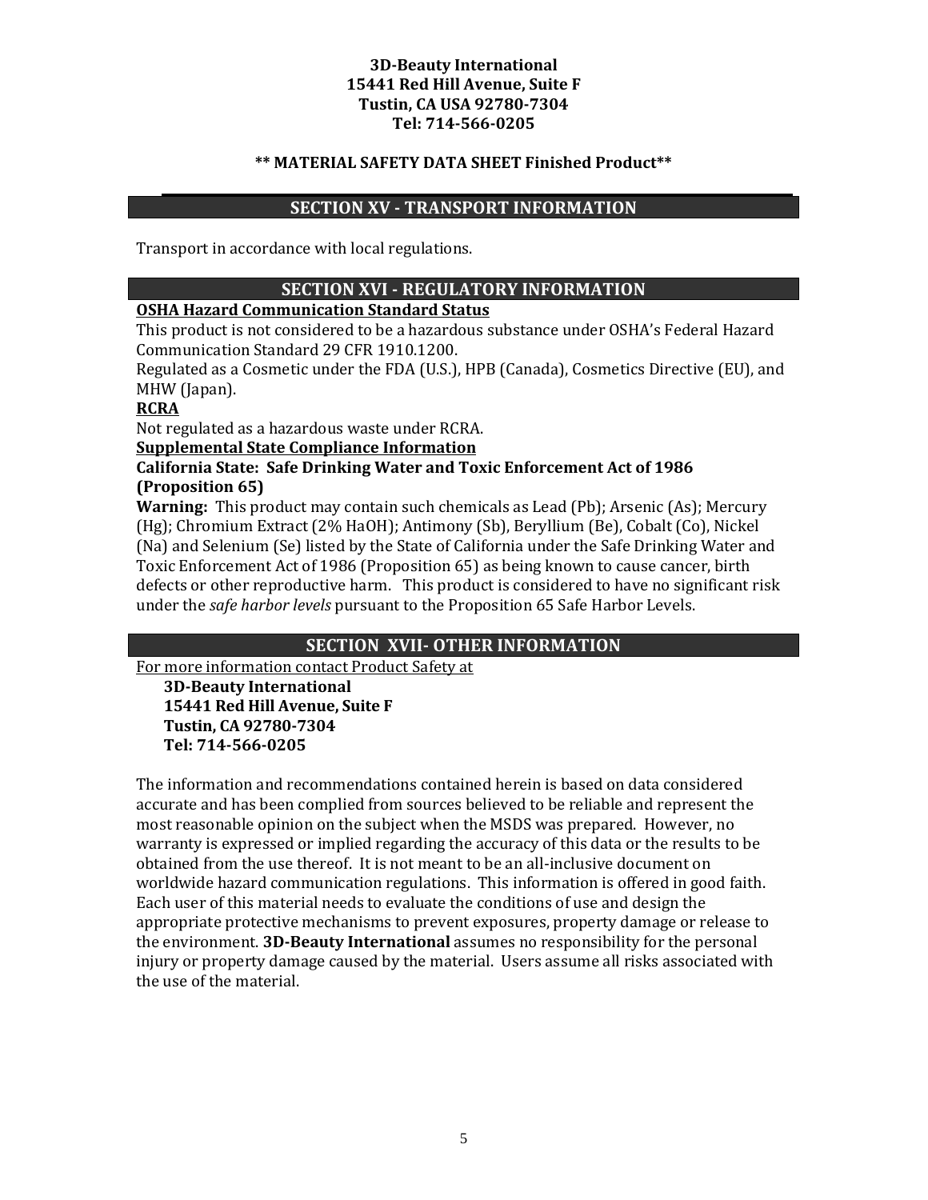**3D-Beauty International**
**15441 Red Hill Avenue, Suite F**
**Tustin, CA USA 92780-7304**
**Tel: 714-566-0205**

**\*\* MATERIAL SAFETY DATA SHEET Finished Product\*\***

## SECTION XV - TRANSPORT INFORMATION

Transport in accordance with local regulations.

## SECTION XVI - REGULATORY INFORMATION

**OSHA Hazard Communication Standard Status**

This product is not considered to be a hazardous substance under OSHA's Federal Hazard Communication Standard 29 CFR 1910.1200.

Regulated as a Cosmetic under the FDA (U.S.), HPB (Canada), Cosmetics Directive (EU), and MHW (Japan).

**RCRA**

Not regulated as a hazardous waste under RCRA.

**Supplemental State Compliance Information**

**California State: Safe Drinking Water and Toxic Enforcement Act of 1986 (Proposition 65)**

**Warning:** This product may contain such chemicals as Lead (Pb); Arsenic (As); Mercury (Hg); Chromium Extract (2% HaOH); Antimony (Sb), Beryllium (Be), Cobalt (Co), Nickel (Na) and Selenium (Se) listed by the State of California under the Safe Drinking Water and Toxic Enforcement Act of 1986 (Proposition 65) as being known to cause cancer, birth defects or other reproductive harm. This product is considered to have no significant risk under the *safe harbor levels* pursuant to the Proposition 65 Safe Harbor Levels.

## SECTION XVII- OTHER INFORMATION

For more information contact Product Safety at

**3D-Beauty International**
**15441 Red Hill Avenue, Suite F**
**Tustin, CA 92780-7304**
**Tel: 714-566-0205**

The information and recommendations contained herein is based on data considered accurate and has been complied from sources believed to be reliable and represent the most reasonable opinion on the subject when the MSDS was prepared. However, no warranty is expressed or implied regarding the accuracy of this data or the results to be obtained from the use thereof. It is not meant to be an all-inclusive document on worldwide hazard communication regulations. This information is offered in good faith. Each user of this material needs to evaluate the conditions of use and design the appropriate protective mechanisms to prevent exposures, property damage or release to the environment. **3D-Beauty International** assumes no responsibility for the personal injury or property damage caused by the material. Users assume all risks associated with the use of the material.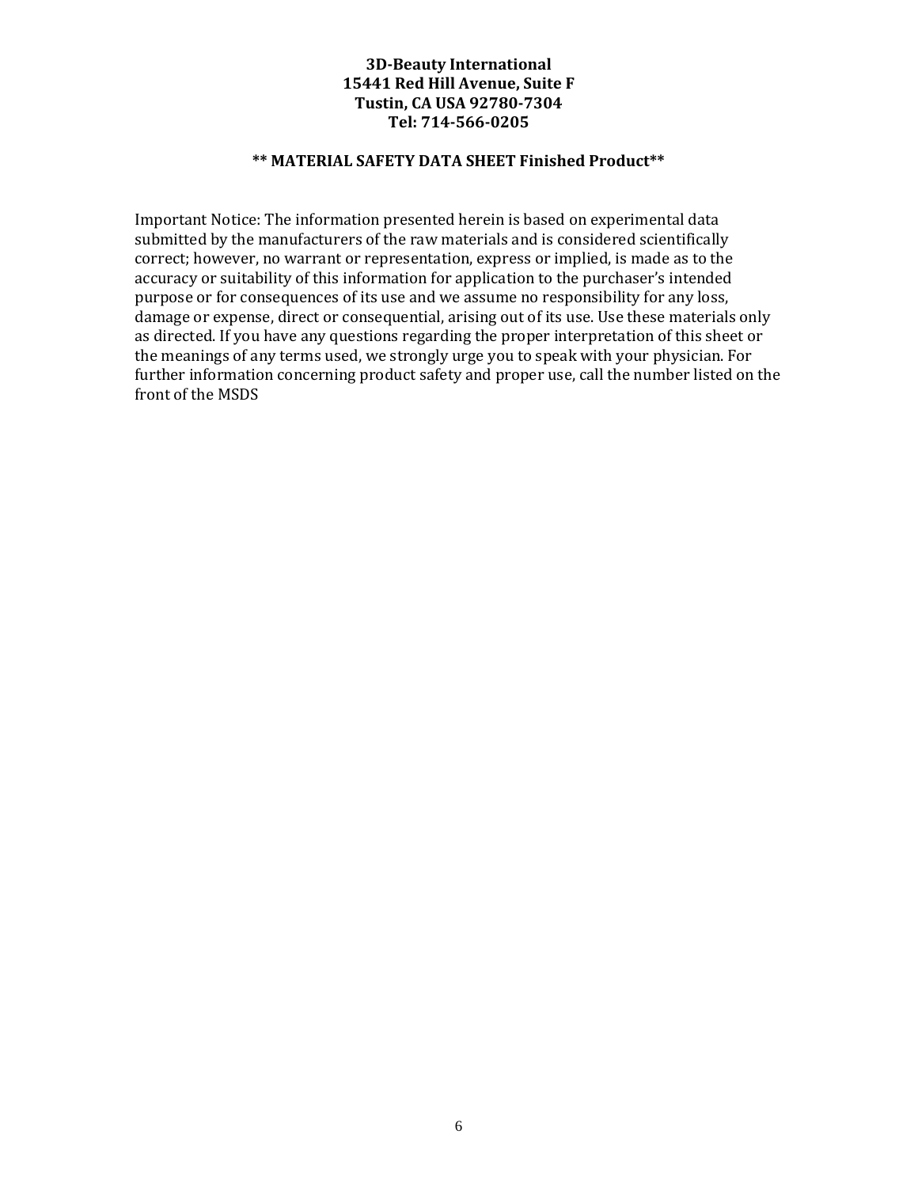**3D-Beauty International**
**15441 Red Hill Avenue, Suite F**
**Tustin, CA USA 92780-7304**
**Tel: 714-566-0205**

**** MATERIAL SAFETY DATA SHEET Finished Product****

Important Notice: The information presented herein is based on experimental data submitted by the manufacturers of the raw materials and is considered scientifically correct; however, no warrant or representation, express or implied, is made as to the accuracy or suitability of this information for application to the purchaser's intended purpose or for consequences of its use and we assume no responsibility for any loss, damage or expense, direct or consequential, arising out of its use. Use these materials only as directed. If you have any questions regarding the proper interpretation of this sheet or the meanings of any terms used, we strongly urge you to speak with your physician. For further information concerning product safety and proper use, call the number listed on the front of the MSDS